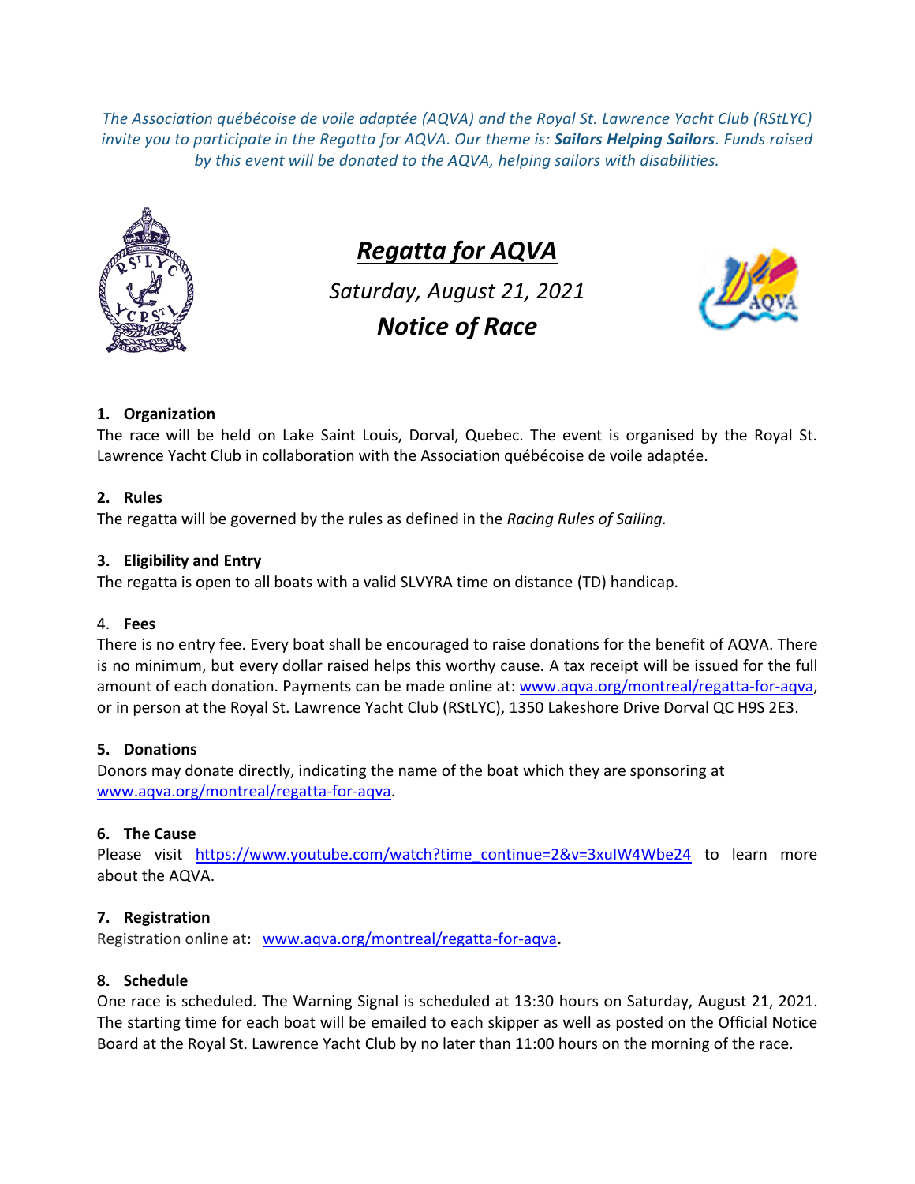*The Association québécoise de voile adaptée (AQVA) and the Royal St. Lawrence Yacht Club (RStLYC) invite you to participate in the Regatta for AQVA. Our theme is: **Sailors Helping Sailors**. Funds raised by this event will be donated to the AQVA, helping sailors with disabilities.*

# *Regatta for AQVA*

*Saturday, August 21, 2021*

## *Notice of Race*

### 1. Organization

The race will be held on Lake Saint Louis, Dorval, Quebec. The event is organised by the Royal St. Lawrence Yacht Club in collaboration with the Association québécoise de voile adaptée.

### 2. Rules

The regatta will be governed by the rules as defined in the *Racing Rules of Sailing.*

### 3. Eligibility and Entry

The regatta is open to all boats with a valid SLVYRA time on distance (TD) handicap.

### 4. Fees

There is no entry fee. Every boat shall be encouraged to raise donations for the benefit of AQVA. There is no minimum, but every dollar raised helps this worthy cause. A tax receipt will be issued for the full amount of each donation. Payments can be made online at: www.aqva.org/montreal/regatta-for-aqva, or in person at the Royal St. Lawrence Yacht Club (RStLYC), 1350 Lakeshore Drive Dorval QC H9S 2E3.

### 5. Donations

Donors may donate directly, indicating the name of the boat which they are sponsoring at www.aqva.org/montreal/regatta-for-aqva.

### 6. The Cause

Please visit https://www.youtube.com/watch?time_continue=2&v=3xuIW4Wbe24 to learn more about the AQVA.

### 7. Registration

Registration online at: www.aqva.org/montreal/regatta-for-aqva.

### 8. Schedule

One race is scheduled. The Warning Signal is scheduled at 13:30 hours on Saturday, August 21, 2021. The starting time for each boat will be emailed to each skipper as well as posted on the Official Notice Board at the Royal St. Lawrence Yacht Club by no later than 11:00 hours on the morning of the race.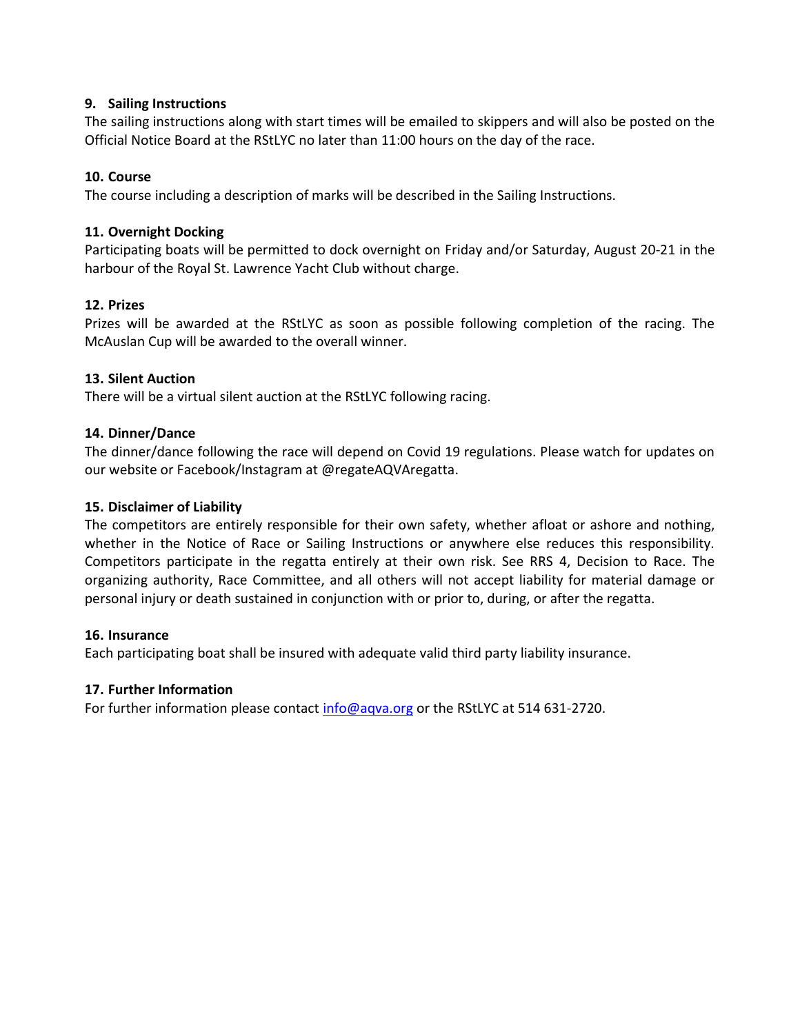### 9. Sailing Instructions

The sailing instructions along with start times will be emailed to skippers and will also be posted on the Official Notice Board at the RStLYC no later than 11:00 hours on the day of the race.

### 10. Course

The course including a description of marks will be described in the Sailing Instructions.

### 11. Overnight Docking

Participating boats will be permitted to dock overnight on Friday and/or Saturday, August 20-21 in the harbour of the Royal St. Lawrence Yacht Club without charge.

### 12. Prizes

Prizes will be awarded at the RStLYC as soon as possible following completion of the racing. The McAuslan Cup will be awarded to the overall winner.

### 13. Silent Auction

There will be a virtual silent auction at the RStLYC following racing.

### 14. Dinner/Dance

The dinner/dance following the race will depend on Covid 19 regulations. Please watch for updates on our website or Facebook/Instagram at @regateAQVAregatta.

### 15. Disclaimer of Liability

The competitors are entirely responsible for their own safety, whether afloat or ashore and nothing, whether in the Notice of Race or Sailing Instructions or anywhere else reduces this responsibility. Competitors participate in the regatta entirely at their own risk. See RRS 4, Decision to Race. The organizing authority, Race Committee, and all others will not accept liability for material damage or personal injury or death sustained in conjunction with or prior to, during, or after the regatta.

### 16. Insurance

Each participating boat shall be insured with adequate valid third party liability insurance.

### 17. Further Information

For further information please contact info@aqva.org or the RStLYC at 514 631-2720.